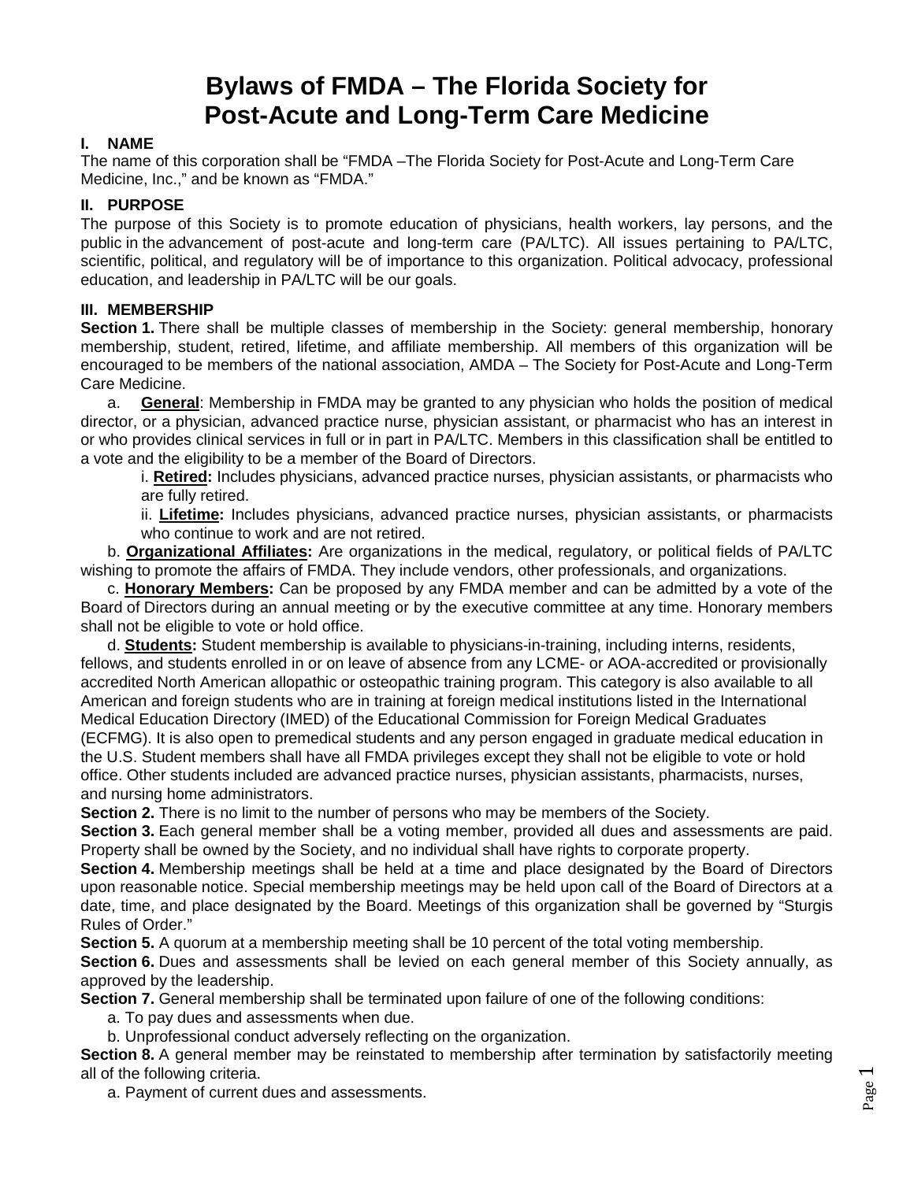# Bylaws of FMDA – The Florida Society for Post-Acute and Long-Term Care Medicine

## I. NAME

The name of this corporation shall be "FMDA –The Florida Society for Post-Acute and Long-Term Care Medicine, Inc.," and be known as "FMDA."

## II. PURPOSE

The purpose of this Society is to promote education of physicians, health workers, lay persons, and the public in the advancement of post-acute and long-term care (PA/LTC). All issues pertaining to PA/LTC, scientific, political, and regulatory will be of importance to this organization. Political advocacy, professional education, and leadership in PA/LTC will be our goals.

## III. MEMBERSHIP

**Section 1.** There shall be multiple classes of membership in the Society: general membership, honorary membership, student, retired, lifetime, and affiliate membership. All members of this organization will be encouraged to be members of the national association, AMDA – The Society for Post-Acute and Long-Term Care Medicine.

a. **General**: Membership in FMDA may be granted to any physician who holds the position of medical director, or a physician, advanced practice nurse, physician assistant, or pharmacist who has an interest in or who provides clinical services in full or in part in PA/LTC. Members in this classification shall be entitled to a vote and the eligibility to be a member of the Board of Directors.

i. **Retired:** Includes physicians, advanced practice nurses, physician assistants, or pharmacists who are fully retired.

ii. **Lifetime:** Includes physicians, advanced practice nurses, physician assistants, or pharmacists who continue to work and are not retired.

b. **Organizational Affiliates:** Are organizations in the medical, regulatory, or political fields of PA/LTC wishing to promote the affairs of FMDA. They include vendors, other professionals, and organizations.

c. **Honorary Members:** Can be proposed by any FMDA member and can be admitted by a vote of the Board of Directors during an annual meeting or by the executive committee at any time. Honorary members shall not be eligible to vote or hold office.

d. **Students:** Student membership is available to physicians-in-training, including interns, residents, fellows, and students enrolled in or on leave of absence from any LCME- or AOA-accredited or provisionally accredited North American allopathic or osteopathic training program. This category is also available to all American and foreign students who are in training at foreign medical institutions listed in the International Medical Education Directory (IMED) of the Educational Commission for Foreign Medical Graduates (ECFMG). It is also open to premedical students and any person engaged in graduate medical education in the U.S. Student members shall have all FMDA privileges except they shall not be eligible to vote or hold office. Other students included are advanced practice nurses, physician assistants, pharmacists, nurses, and nursing home administrators.

**Section 2.** There is no limit to the number of persons who may be members of the Society.

**Section 3.** Each general member shall be a voting member, provided all dues and assessments are paid. Property shall be owned by the Society, and no individual shall have rights to corporate property.

**Section 4.** Membership meetings shall be held at a time and place designated by the Board of Directors upon reasonable notice. Special membership meetings may be held upon call of the Board of Directors at a date, time, and place designated by the Board. Meetings of this organization shall be governed by "Sturgis Rules of Order."

**Section 5.** A quorum at a membership meeting shall be 10 percent of the total voting membership.

**Section 6.** Dues and assessments shall be levied on each general member of this Society annually, as approved by the leadership.

**Section 7.** General membership shall be terminated upon failure of one of the following conditions:

a. To pay dues and assessments when due.

b. Unprofessional conduct adversely reflecting on the organization.

**Section 8.** A general member may be reinstated to membership after termination by satisfactorily meeting all of the following criteria.

a. Payment of current dues and assessments.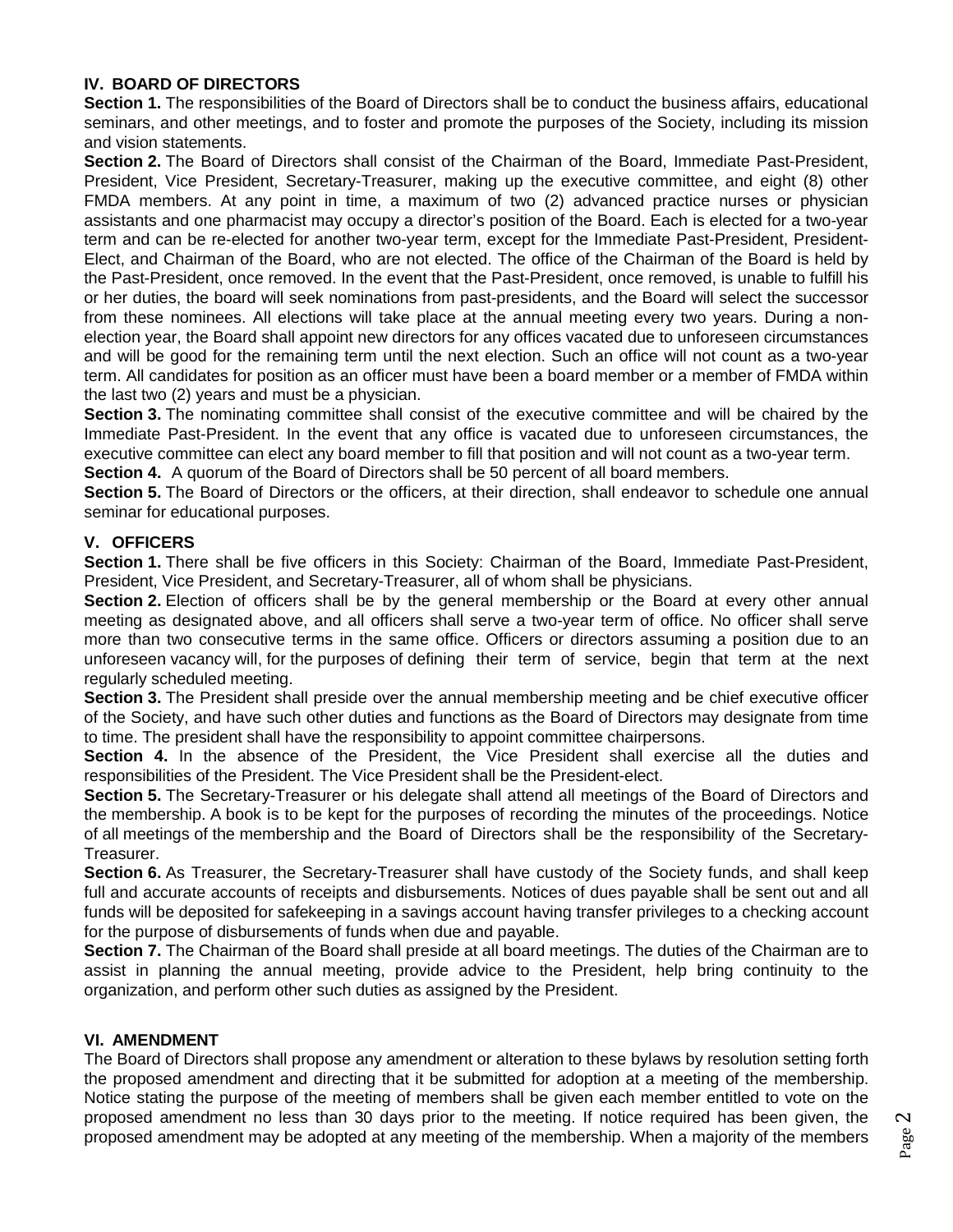## IV. BOARD OF DIRECTORS

**Section 1.** The responsibilities of the Board of Directors shall be to conduct the business affairs, educational seminars, and other meetings, and to foster and promote the purposes of the Society, including its mission and vision statements.

**Section 2.** The Board of Directors shall consist of the Chairman of the Board, Immediate Past-President, President, Vice President, Secretary-Treasurer, making up the executive committee, and eight (8) other FMDA members. At any point in time, a maximum of two (2) advanced practice nurses or physician assistants and one pharmacist may occupy a director's position of the Board. Each is elected for a two-year term and can be re-elected for another two-year term, except for the Immediate Past-President, President-Elect, and Chairman of the Board, who are not elected. The office of the Chairman of the Board is held by the Past-President, once removed. In the event that the Past-President, once removed, is unable to fulfill his or her duties, the board will seek nominations from past-presidents, and the Board will select the successor from these nominees. All elections will take place at the annual meeting every two years. During a non-election year, the Board shall appoint new directors for any offices vacated due to unforeseen circumstances and will be good for the remaining term until the next election. Such an office will not count as a two-year term. All candidates for position as an officer must have been a board member or a member of FMDA within the last two (2) years and must be a physician.

**Section 3.** The nominating committee shall consist of the executive committee and will be chaired by the Immediate Past-President. In the event that any office is vacated due to unforeseen circumstances, the executive committee can elect any board member to fill that position and will not count as a two-year term.

**Section 4.** A quorum of the Board of Directors shall be 50 percent of all board members.

**Section 5.** The Board of Directors or the officers, at their direction, shall endeavor to schedule one annual seminar for educational purposes.

## V. OFFICERS

**Section 1.** There shall be five officers in this Society: Chairman of the Board, Immediate Past-President, President, Vice President, and Secretary-Treasurer, all of whom shall be physicians.

**Section 2.** Election of officers shall be by the general membership or the Board at every other annual meeting as designated above, and all officers shall serve a two-year term of office. No officer shall serve more than two consecutive terms in the same office. Officers or directors assuming a position due to an unforeseen vacancy will, for the purposes of defining their term of service, begin that term at the next regularly scheduled meeting.

**Section 3.** The President shall preside over the annual membership meeting and be chief executive officer of the Society, and have such other duties and functions as the Board of Directors may designate from time to time. The president shall have the responsibility to appoint committee chairpersons.

**Section 4.** In the absence of the President, the Vice President shall exercise all the duties and responsibilities of the President. The Vice President shall be the President-elect.

**Section 5.** The Secretary-Treasurer or his delegate shall attend all meetings of the Board of Directors and the membership. A book is to be kept for the purposes of recording the minutes of the proceedings. Notice of all meetings of the membership and the Board of Directors shall be the responsibility of the Secretary-Treasurer.

**Section 6.** As Treasurer, the Secretary-Treasurer shall have custody of the Society funds, and shall keep full and accurate accounts of receipts and disbursements. Notices of dues payable shall be sent out and all funds will be deposited for safekeeping in a savings account having transfer privileges to a checking account for the purpose of disbursements of funds when due and payable.

**Section 7.** The Chairman of the Board shall preside at all board meetings. The duties of the Chairman are to assist in planning the annual meeting, provide advice to the President, help bring continuity to the organization, and perform other such duties as assigned by the President.

## VI. AMENDMENT

The Board of Directors shall propose any amendment or alteration to these bylaws by resolution setting forth the proposed amendment and directing that it be submitted for adoption at a meeting of the membership. Notice stating the purpose of the meeting of members shall be given each member entitled to vote on the proposed amendment no less than 30 days prior to the meeting. If notice required has been given, the proposed amendment may be adopted at any meeting of the membership. When a majority of the members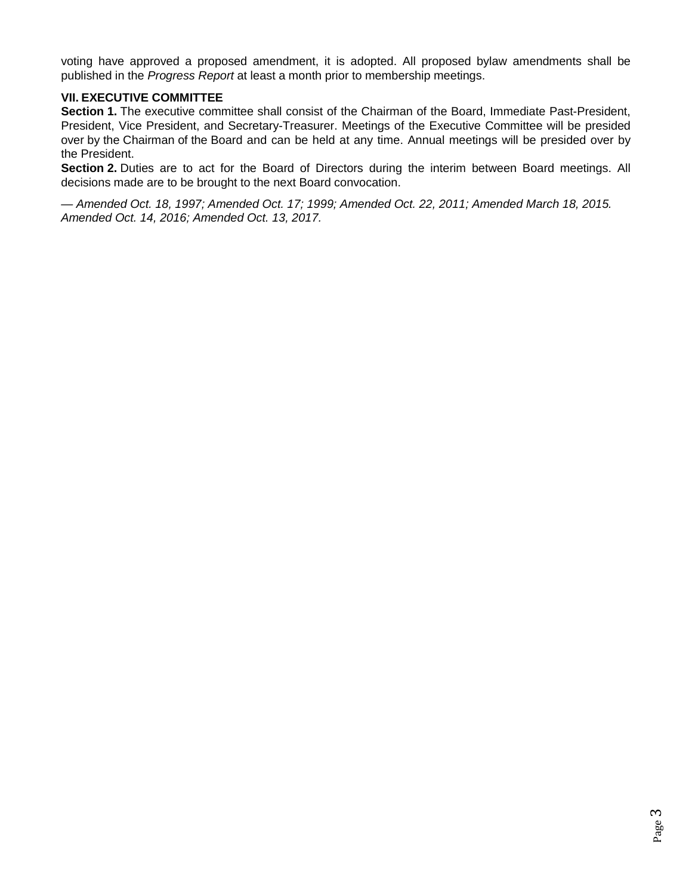voting have approved a proposed amendment, it is adopted. All proposed bylaw amendments shall be published in the *Progress Report* at least a month prior to membership meetings.

### VII. EXECUTIVE COMMITTEE

**Section 1.** The executive committee shall consist of the Chairman of the Board, Immediate Past-President, President, Vice President, and Secretary-Treasurer. Meetings of the Executive Committee will be presided over by the Chairman of the Board and can be held at any time. Annual meetings will be presided over by the President.

**Section 2.** Duties are to act for the Board of Directors during the interim between Board meetings. All decisions made are to be brought to the next Board convocation.

*— Amended Oct. 18, 1997; Amended Oct. 17; 1999; Amended Oct. 22, 2011; Amended March 18, 2015. Amended Oct. 14, 2016; Amended Oct. 13, 2017.*